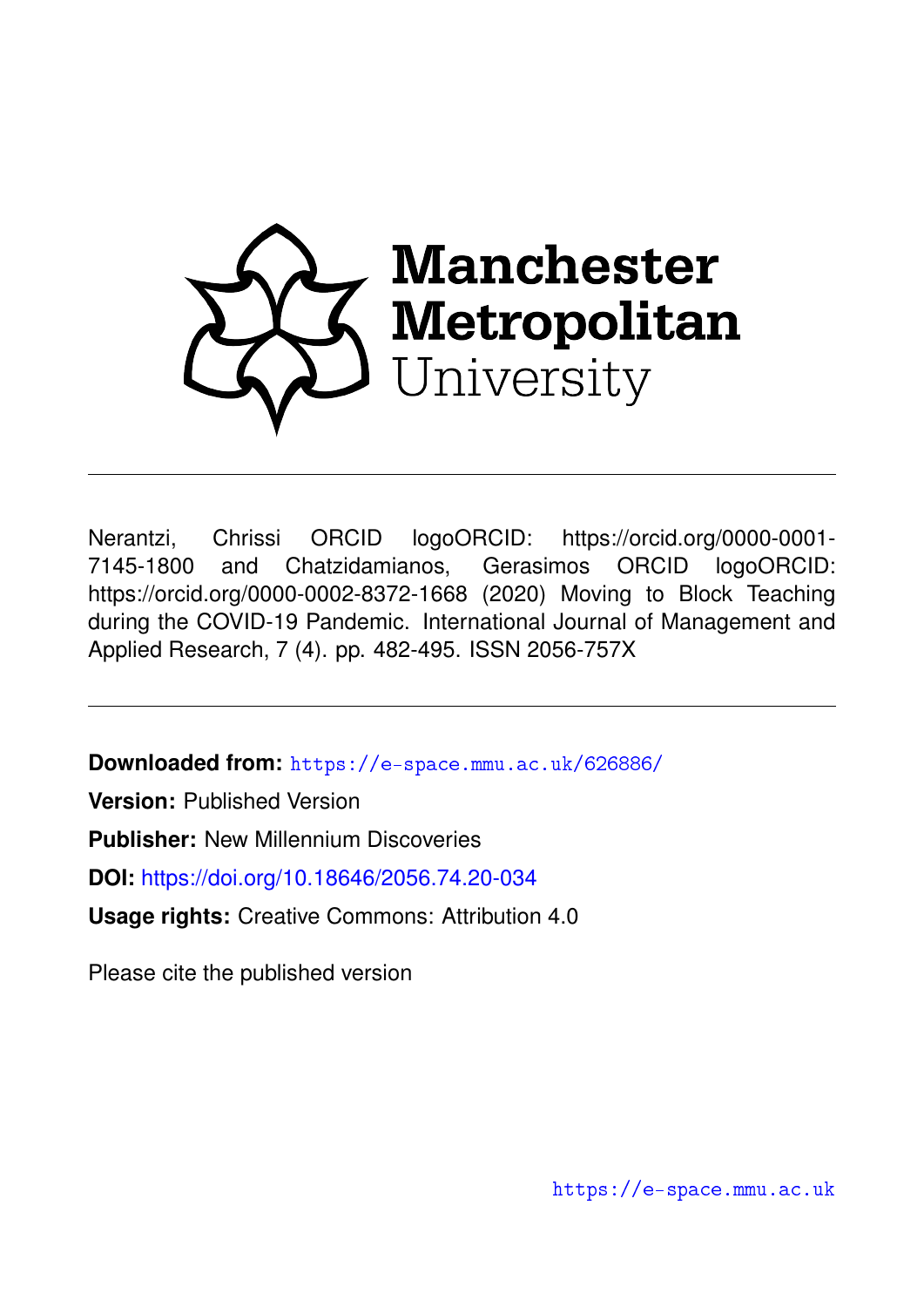Manchester Metropolitan University

Nerantzi, Chrissi ORCID logoORCID: https://orcid.org/0000-0001-7145-1800 and Chatzidamianos, Gerasimos ORCID logoORCID: https://orcid.org/0000-0002-8372-1668 (2020) Moving to Block Teaching during the COVID-19 Pandemic. International Journal of Management and Applied Research, 7 (4). pp. 482-495. ISSN 2056-757X

---

**Downloaded from:** https://e-space.mmu.ac.uk/626886/

**Version:** Published Version

**Publisher:** New Millennium Discoveries

**DOI:** https://doi.org/10.18646/2056.74.20-034

**Usage rights:** Creative Commons: Attribution 4.0

Please cite the published version

https://e-space.mmu.ac.uk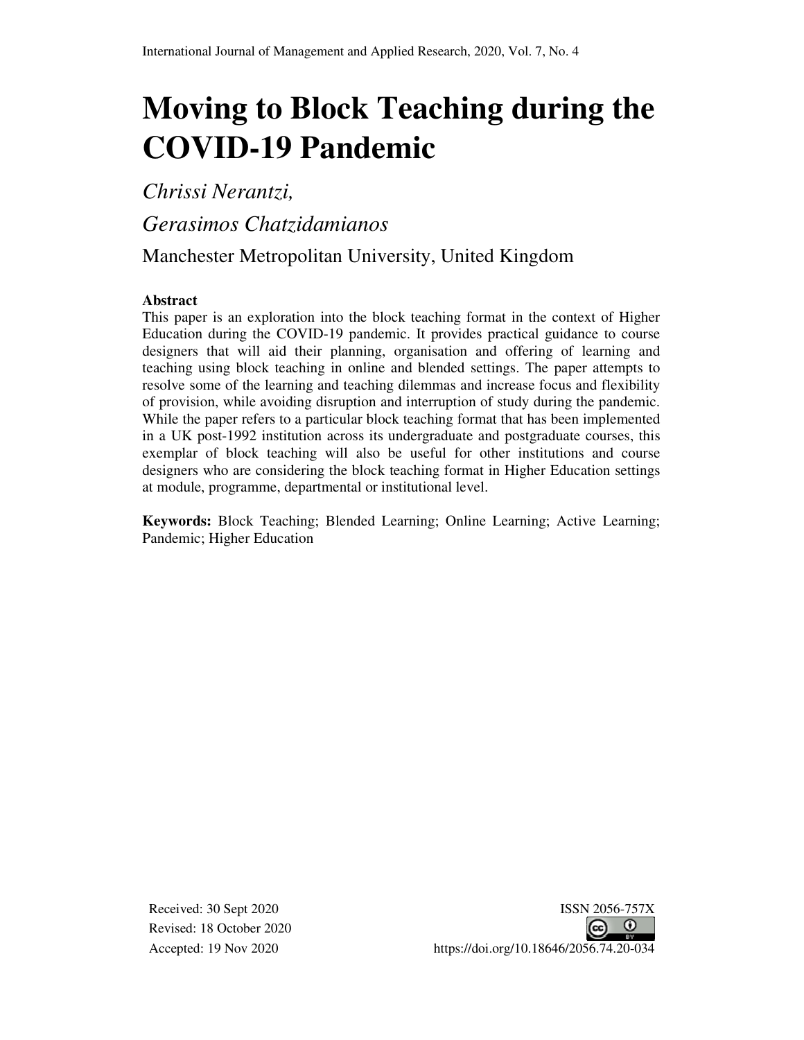# Moving to Block Teaching during the COVID-19 Pandemic

*Chrissi Nerantzi,*

*Gerasimos Chatzidamianos*

Manchester Metropolitan University, United Kingdom

**Abstract**

This paper is an exploration into the block teaching format in the context of Higher Education during the COVID-19 pandemic. It provides practical guidance to course designers that will aid their planning, organisation and offering of learning and teaching using block teaching in online and blended settings. The paper attempts to resolve some of the learning and teaching dilemmas and increase focus and flexibility of provision, while avoiding disruption and interruption of study during the pandemic. While the paper refers to a particular block teaching format that has been implemented in a UK post-1992 institution across its undergraduate and postgraduate courses, this exemplar of block teaching will also be useful for other institutions and course designers who are considering the block teaching format in Higher Education settings at module, programme, departmental or institutional level.

**Keywords:** Block Teaching; Blended Learning; Online Learning; Active Learning; Pandemic; Higher Education

Received: 30 Sept 2020
Revised: 18 October 2020
Accepted: 19 Nov 2020

ISSN 2056-757X
https://doi.org/10.18646/2056.74.20-034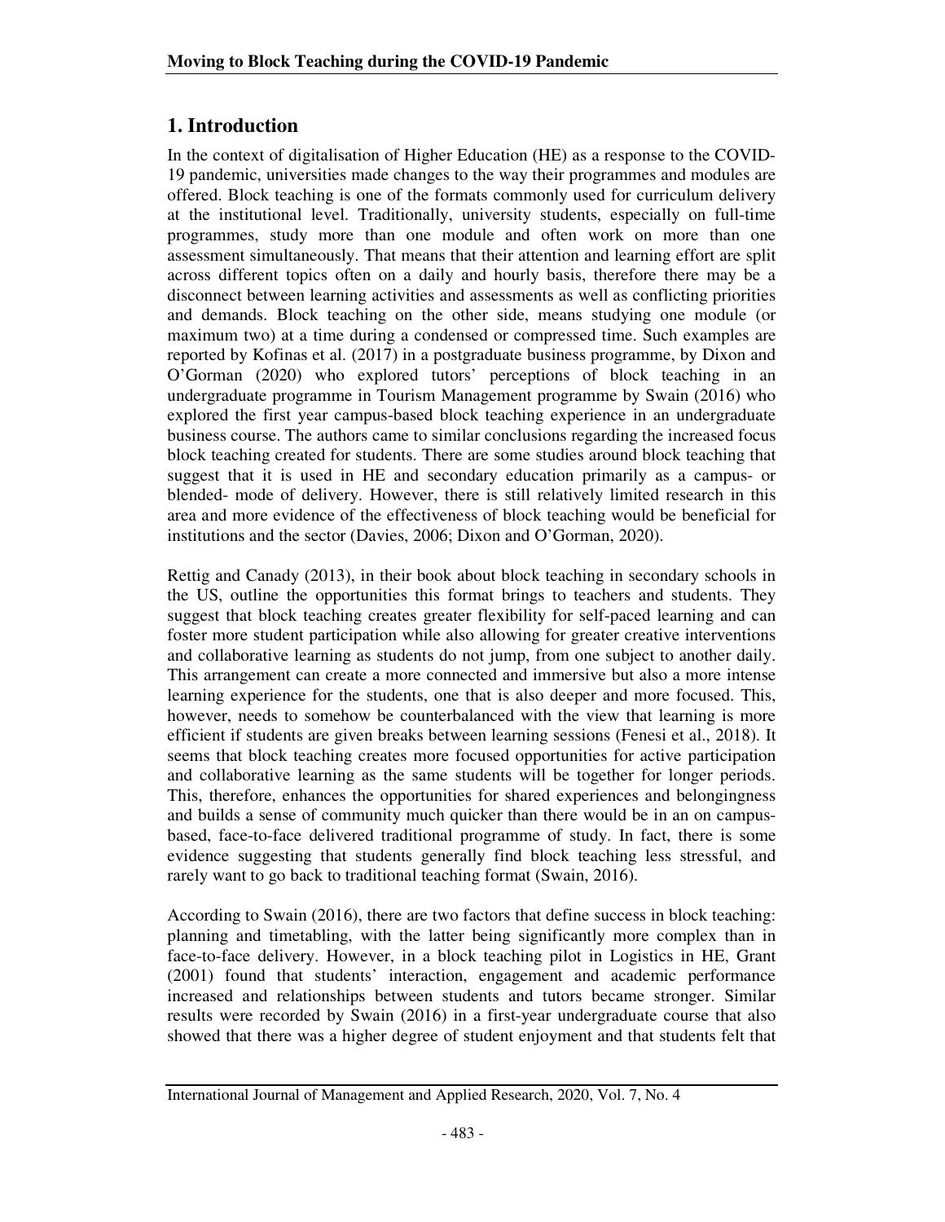## 1. Introduction

In the context of digitalisation of Higher Education (HE) as a response to the COVID-19 pandemic, universities made changes to the way their programmes and modules are offered. Block teaching is one of the formats commonly used for curriculum delivery at the institutional level. Traditionally, university students, especially on full-time programmes, study more than one module and often work on more than one assessment simultaneously. That means that their attention and learning effort are split across different topics often on a daily and hourly basis, therefore there may be a disconnect between learning activities and assessments as well as conflicting priorities and demands. Block teaching on the other side, means studying one module (or maximum two) at a time during a condensed or compressed time. Such examples are reported by Kofinas et al. (2017) in a postgraduate business programme, by Dixon and O'Gorman (2020) who explored tutors' perceptions of block teaching in an undergraduate programme in Tourism Management programme by Swain (2016) who explored the first year campus-based block teaching experience in an undergraduate business course. The authors came to similar conclusions regarding the increased focus block teaching created for students. There are some studies around block teaching that suggest that it is used in HE and secondary education primarily as a campus- or blended- mode of delivery. However, there is still relatively limited research in this area and more evidence of the effectiveness of block teaching would be beneficial for institutions and the sector (Davies, 2006; Dixon and O'Gorman, 2020).

Rettig and Canady (2013), in their book about block teaching in secondary schools in the US, outline the opportunities this format brings to teachers and students. They suggest that block teaching creates greater flexibility for self-paced learning and can foster more student participation while also allowing for greater creative interventions and collaborative learning as students do not jump, from one subject to another daily. This arrangement can create a more connected and immersive but also a more intense learning experience for the students, one that is also deeper and more focused. This, however, needs to somehow be counterbalanced with the view that learning is more efficient if students are given breaks between learning sessions (Fenesi et al., 2018). It seems that block teaching creates more focused opportunities for active participation and collaborative learning as the same students will be together for longer periods. This, therefore, enhances the opportunities for shared experiences and belongingness and builds a sense of community much quicker than there would be in an on campus-based, face-to-face delivered traditional programme of study. In fact, there is some evidence suggesting that students generally find block teaching less stressful, and rarely want to go back to traditional teaching format (Swain, 2016).

According to Swain (2016), there are two factors that define success in block teaching: planning and timetabling, with the latter being significantly more complex than in face-to-face delivery. However, in a block teaching pilot in Logistics in HE, Grant (2001) found that students' interaction, engagement and academic performance increased and relationships between students and tutors became stronger. Similar results were recorded by Swain (2016) in a first-year undergraduate course that also showed that there was a higher degree of student enjoyment and that students felt that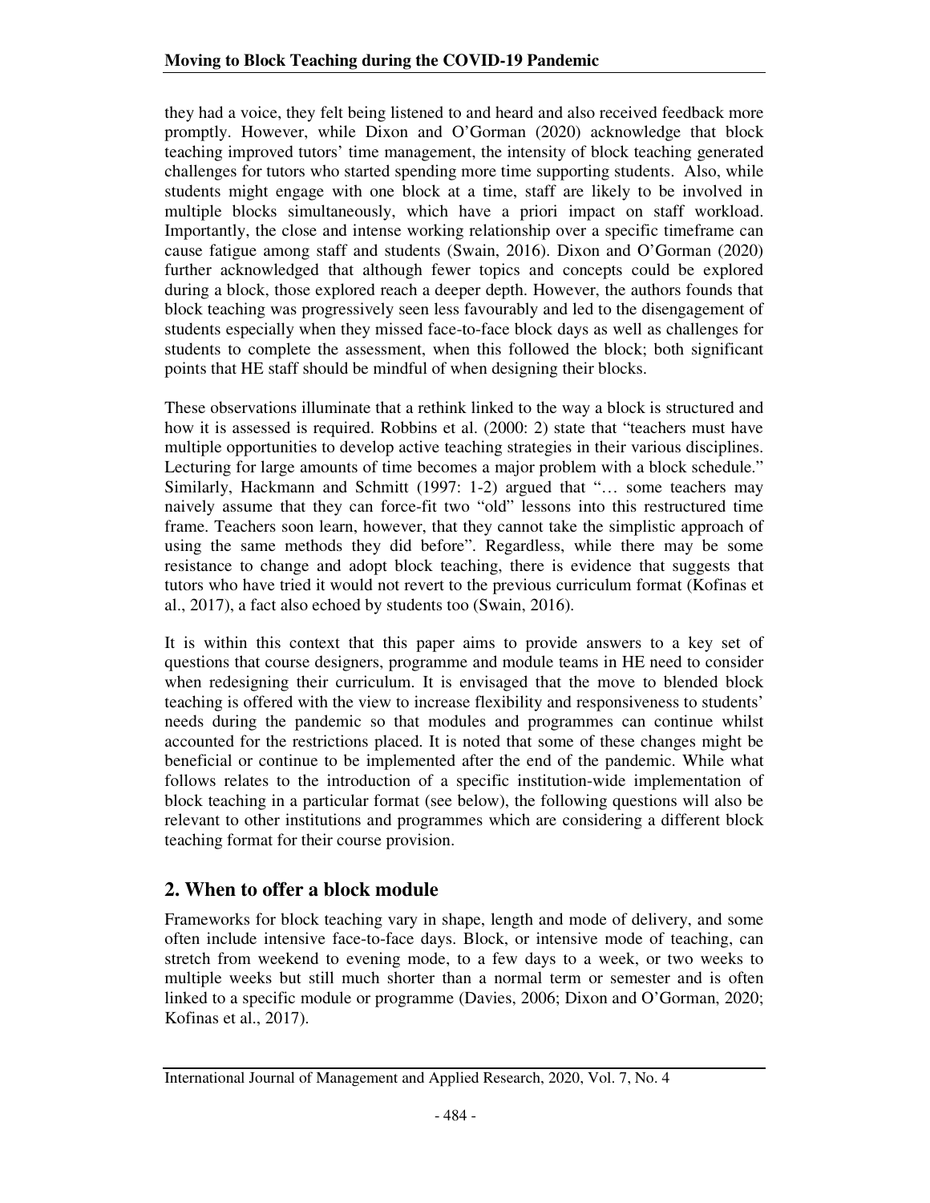they had a voice, they felt being listened to and heard and also received feedback more promptly. However, while Dixon and O'Gorman (2020) acknowledge that block teaching improved tutors' time management, the intensity of block teaching generated challenges for tutors who started spending more time supporting students. Also, while students might engage with one block at a time, staff are likely to be involved in multiple blocks simultaneously, which have a priori impact on staff workload. Importantly, the close and intense working relationship over a specific timeframe can cause fatigue among staff and students (Swain, 2016). Dixon and O'Gorman (2020) further acknowledged that although fewer topics and concepts could be explored during a block, those explored reach a deeper depth. However, the authors founds that block teaching was progressively seen less favourably and led to the disengagement of students especially when they missed face-to-face block days as well as challenges for students to complete the assessment, when this followed the block; both significant points that HE staff should be mindful of when designing their blocks.

These observations illuminate that a rethink linked to the way a block is structured and how it is assessed is required. Robbins et al. (2000: 2) state that "teachers must have multiple opportunities to develop active teaching strategies in their various disciplines. Lecturing for large amounts of time becomes a major problem with a block schedule." Similarly, Hackmann and Schmitt (1997: 1-2) argued that "… some teachers may naively assume that they can force-fit two "old" lessons into this restructured time frame. Teachers soon learn, however, that they cannot take the simplistic approach of using the same methods they did before". Regardless, while there may be some resistance to change and adopt block teaching, there is evidence that suggests that tutors who have tried it would not revert to the previous curriculum format (Kofinas et al., 2017), a fact also echoed by students too (Swain, 2016).

It is within this context that this paper aims to provide answers to a key set of questions that course designers, programme and module teams in HE need to consider when redesigning their curriculum. It is envisaged that the move to blended block teaching is offered with the view to increase flexibility and responsiveness to students' needs during the pandemic so that modules and programmes can continue whilst accounted for the restrictions placed. It is noted that some of these changes might be beneficial or continue to be implemented after the end of the pandemic. While what follows relates to the introduction of a specific institution-wide implementation of block teaching in a particular format (see below), the following questions will also be relevant to other institutions and programmes which are considering a different block teaching format for their course provision.

## 2. When to offer a block module

Frameworks for block teaching vary in shape, length and mode of delivery, and some often include intensive face-to-face days. Block, or intensive mode of teaching, can stretch from weekend to evening mode, to a few days to a week, or two weeks to multiple weeks but still much shorter than a normal term or semester and is often linked to a specific module or programme (Davies, 2006; Dixon and O'Gorman, 2020; Kofinas et al., 2017).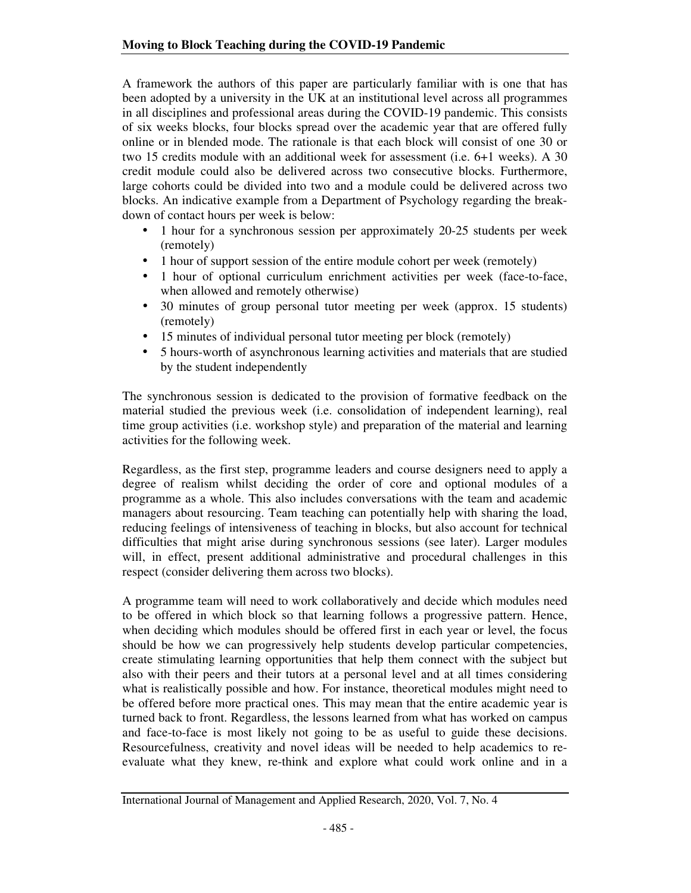A framework the authors of this paper are particularly familiar with is one that has been adopted by a university in the UK at an institutional level across all programmes in all disciplines and professional areas during the COVID-19 pandemic. This consists of six weeks blocks, four blocks spread over the academic year that are offered fully online or in blended mode. The rationale is that each block will consist of one 30 or two 15 credits module with an additional week for assessment (i.e. 6+1 weeks). A 30 credit module could also be delivered across two consecutive blocks. Furthermore, large cohorts could be divided into two and a module could be delivered across two blocks. An indicative example from a Department of Psychology regarding the break-down of contact hours per week is below:

- 1 hour for a synchronous session per approximately 20-25 students per week (remotely)
- 1 hour of support session of the entire module cohort per week (remotely)
- 1 hour of optional curriculum enrichment activities per week (face-to-face, when allowed and remotely otherwise)
- 30 minutes of group personal tutor meeting per week (approx. 15 students) (remotely)
- 15 minutes of individual personal tutor meeting per block (remotely)
- 5 hours-worth of asynchronous learning activities and materials that are studied by the student independently

The synchronous session is dedicated to the provision of formative feedback on the material studied the previous week (i.e. consolidation of independent learning), real time group activities (i.e. workshop style) and preparation of the material and learning activities for the following week.

Regardless, as the first step, programme leaders and course designers need to apply a degree of realism whilst deciding the order of core and optional modules of a programme as a whole. This also includes conversations with the team and academic managers about resourcing. Team teaching can potentially help with sharing the load, reducing feelings of intensiveness of teaching in blocks, but also account for technical difficulties that might arise during synchronous sessions (see later). Larger modules will, in effect, present additional administrative and procedural challenges in this respect (consider delivering them across two blocks).

A programme team will need to work collaboratively and decide which modules need to be offered in which block so that learning follows a progressive pattern. Hence, when deciding which modules should be offered first in each year or level, the focus should be how we can progressively help students develop particular competencies, create stimulating learning opportunities that help them connect with the subject but also with their peers and their tutors at a personal level and at all times considering what is realistically possible and how. For instance, theoretical modules might need to be offered before more practical ones. This may mean that the entire academic year is turned back to front. Regardless, the lessons learned from what has worked on campus and face-to-face is most likely not going to be as useful to guide these decisions. Resourcefulness, creativity and novel ideas will be needed to help academics to re-evaluate what they knew, re-think and explore what could work online and in a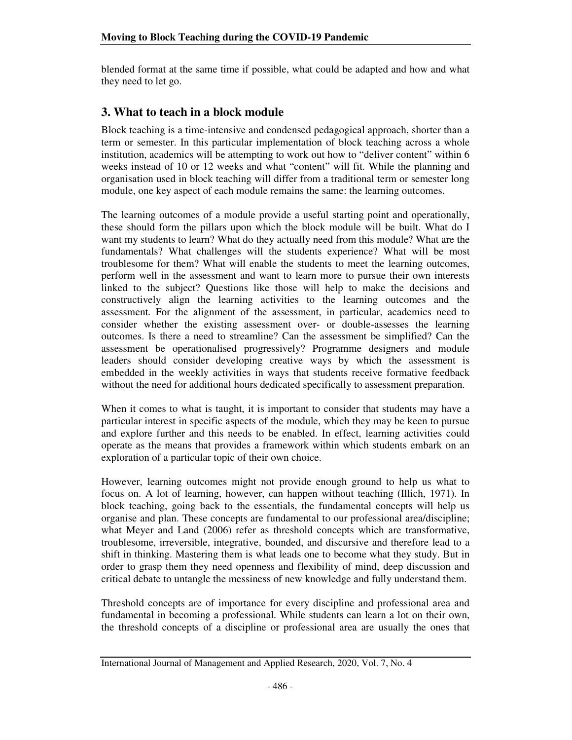blended format at the same time if possible, what could be adapted and how and what they need to let go.

## 3. What to teach in a block module

Block teaching is a time-intensive and condensed pedagogical approach, shorter than a term or semester. In this particular implementation of block teaching across a whole institution, academics will be attempting to work out how to "deliver content" within 6 weeks instead of 10 or 12 weeks and what "content" will fit. While the planning and organisation used in block teaching will differ from a traditional term or semester long module, one key aspect of each module remains the same: the learning outcomes.

The learning outcomes of a module provide a useful starting point and operationally, these should form the pillars upon which the block module will be built. What do I want my students to learn? What do they actually need from this module? What are the fundamentals? What challenges will the students experience? What will be most troublesome for them? What will enable the students to meet the learning outcomes, perform well in the assessment and want to learn more to pursue their own interests linked to the subject? Questions like those will help to make the decisions and constructively align the learning activities to the learning outcomes and the assessment. For the alignment of the assessment, in particular, academics need to consider whether the existing assessment over- or double-assesses the learning outcomes. Is there a need to streamline? Can the assessment be simplified? Can the assessment be operationalised progressively? Programme designers and module leaders should consider developing creative ways by which the assessment is embedded in the weekly activities in ways that students receive formative feedback without the need for additional hours dedicated specifically to assessment preparation.

When it comes to what is taught, it is important to consider that students may have a particular interest in specific aspects of the module, which they may be keen to pursue and explore further and this needs to be enabled. In effect, learning activities could operate as the means that provides a framework within which students embark on an exploration of a particular topic of their own choice.

However, learning outcomes might not provide enough ground to help us what to focus on. A lot of learning, however, can happen without teaching (Illich, 1971). In block teaching, going back to the essentials, the fundamental concepts will help us organise and plan. These concepts are fundamental to our professional area/discipline; what Meyer and Land (2006) refer as threshold concepts which are transformative, troublesome, irreversible, integrative, bounded, and discursive and therefore lead to a shift in thinking. Mastering them is what leads one to become what they study. But in order to grasp them they need openness and flexibility of mind, deep discussion and critical debate to untangle the messiness of new knowledge and fully understand them.

Threshold concepts are of importance for every discipline and professional area and fundamental in becoming a professional. While students can learn a lot on their own, the threshold concepts of a discipline or professional area are usually the ones that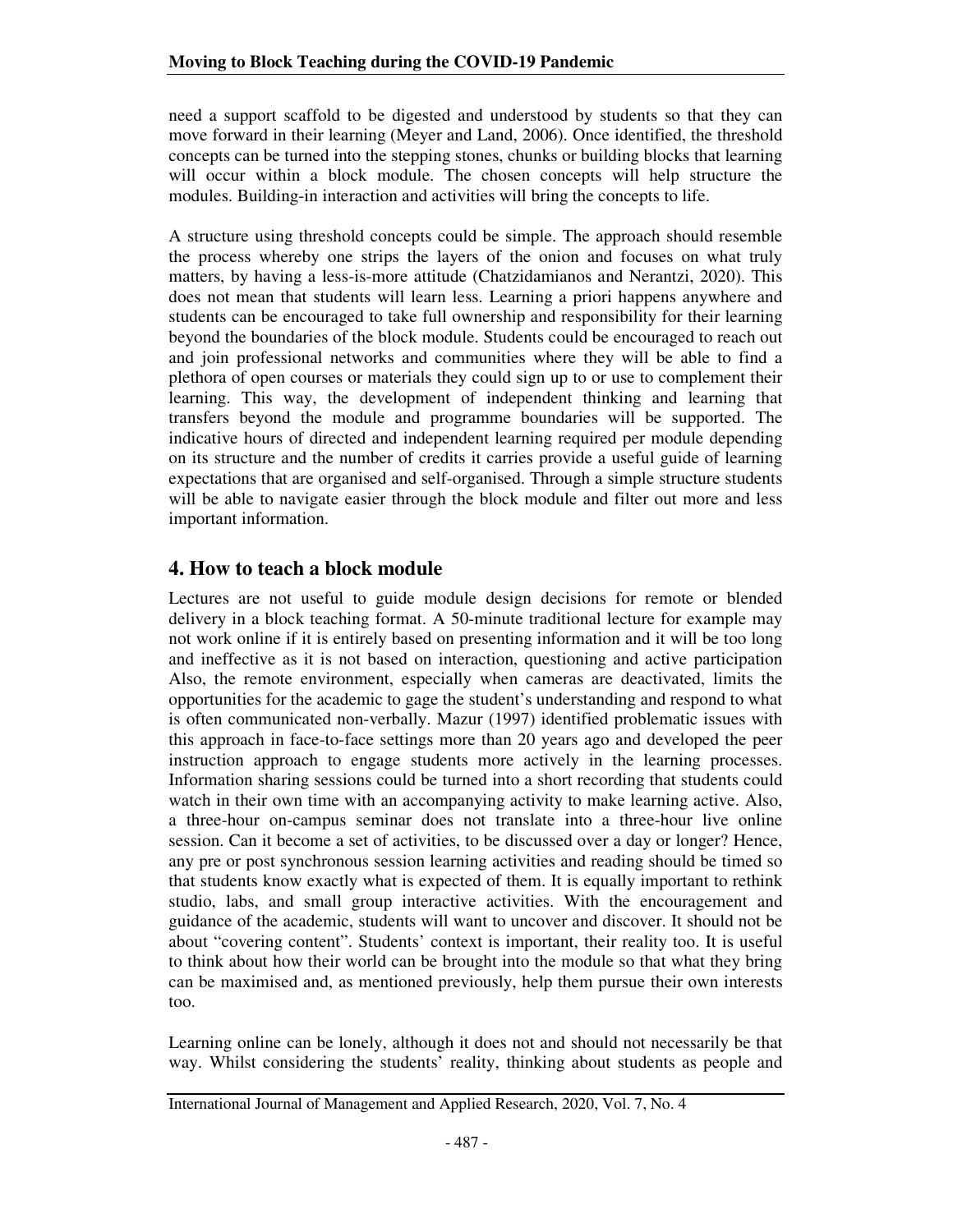need a support scaffold to be digested and understood by students so that they can move forward in their learning (Meyer and Land, 2006). Once identified, the threshold concepts can be turned into the stepping stones, chunks or building blocks that learning will occur within a block module. The chosen concepts will help structure the modules. Building-in interaction and activities will bring the concepts to life.

A structure using threshold concepts could be simple. The approach should resemble the process whereby one strips the layers of the onion and focuses on what truly matters, by having a less-is-more attitude (Chatzidamianos and Nerantzi, 2020). This does not mean that students will learn less. Learning a priori happens anywhere and students can be encouraged to take full ownership and responsibility for their learning beyond the boundaries of the block module. Students could be encouraged to reach out and join professional networks and communities where they will be able to find a plethora of open courses or materials they could sign up to or use to complement their learning. This way, the development of independent thinking and learning that transfers beyond the module and programme boundaries will be supported. The indicative hours of directed and independent learning required per module depending on its structure and the number of credits it carries provide a useful guide of learning expectations that are organised and self-organised. Through a simple structure students will be able to navigate easier through the block module and filter out more and less important information.

## 4. How to teach a block module

Lectures are not useful to guide module design decisions for remote or blended delivery in a block teaching format. A 50-minute traditional lecture for example may not work online if it is entirely based on presenting information and it will be too long and ineffective as it is not based on interaction, questioning and active participation Also, the remote environment, especially when cameras are deactivated, limits the opportunities for the academic to gage the student's understanding and respond to what is often communicated non-verbally. Mazur (1997) identified problematic issues with this approach in face-to-face settings more than 20 years ago and developed the peer instruction approach to engage students more actively in the learning processes. Information sharing sessions could be turned into a short recording that students could watch in their own time with an accompanying activity to make learning active. Also, a three-hour on-campus seminar does not translate into a three-hour live online session. Can it become a set of activities, to be discussed over a day or longer? Hence, any pre or post synchronous session learning activities and reading should be timed so that students know exactly what is expected of them. It is equally important to rethink studio, labs, and small group interactive activities. With the encouragement and guidance of the academic, students will want to uncover and discover. It should not be about "covering content". Students' context is important, their reality too. It is useful to think about how their world can be brought into the module so that what they bring can be maximised and, as mentioned previously, help them pursue their own interests too.

Learning online can be lonely, although it does not and should not necessarily be that way. Whilst considering the students' reality, thinking about students as people and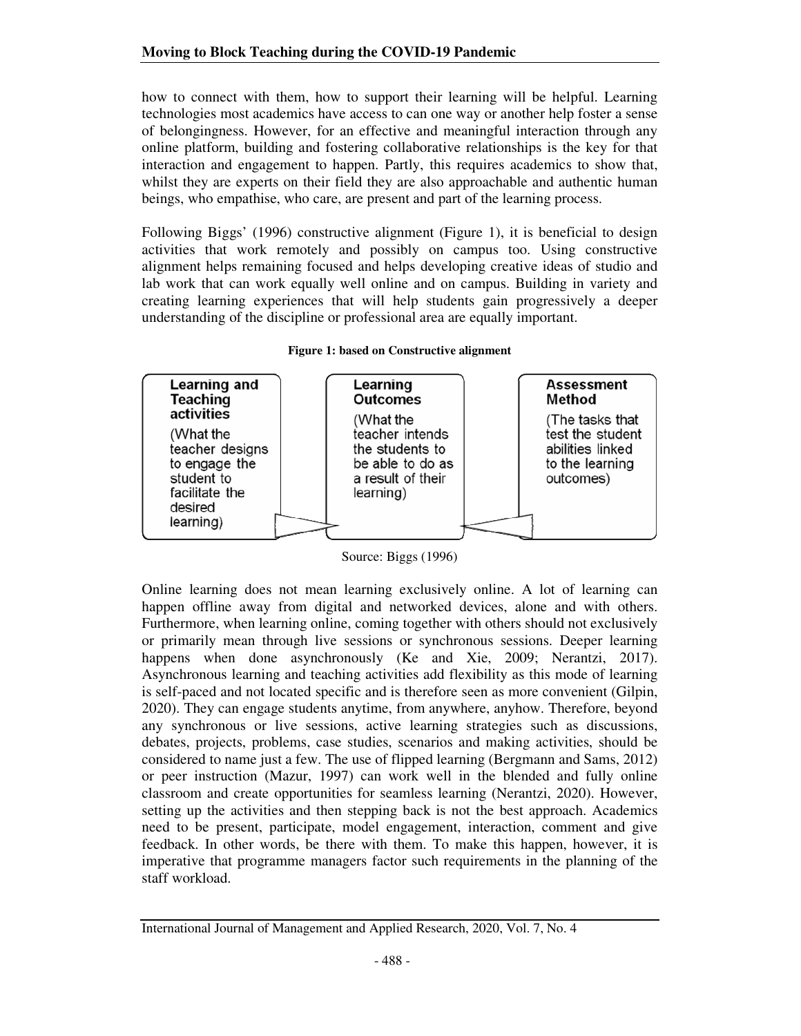how to connect with them, how to support their learning will be helpful. Learning technologies most academics have access to can one way or another help foster a sense of belongingness. However, for an effective and meaningful interaction through any online platform, building and fostering collaborative relationships is the key for that interaction and engagement to happen. Partly, this requires academics to show that, whilst they are experts on their field they are also approachable and authentic human beings, who empathise, who care, are present and part of the learning process.

Following Biggs' (1996) constructive alignment (Figure 1), it is beneficial to design activities that work remotely and possibly on campus too. Using constructive alignment helps remaining focused and helps developing creative ideas of studio and lab work that can work equally well online and on campus. Building in variety and creating learning experiences that will help students gain progressively a deeper understanding of the discipline or professional area are equally important.

**Figure 1: based on Constructive alignment**

| Learning and Teaching activities | Learning Outcomes | Assessment Method |
|---|---|---|
| (What the teacher designs to engage the student to facilitate the desired learning) | (What the teacher intends the students to be able to do as a result of their learning) | (The tasks that test the student abilities linked to the learning outcomes) |

Source: Biggs (1996)

Online learning does not mean learning exclusively online. A lot of learning can happen offline away from digital and networked devices, alone and with others. Furthermore, when learning online, coming together with others should not exclusively or primarily mean through live sessions or synchronous sessions. Deeper learning happens when done asynchronously (Ke and Xie, 2009; Nerantzi, 2017). Asynchronous learning and teaching activities add flexibility as this mode of learning is self-paced and not located specific and is therefore seen as more convenient (Gilpin, 2020). They can engage students anytime, from anywhere, anyhow. Therefore, beyond any synchronous or live sessions, active learning strategies such as discussions, debates, projects, problems, case studies, scenarios and making activities, should be considered to name just a few. The use of flipped learning (Bergmann and Sams, 2012) or peer instruction (Mazur, 1997) can work well in the blended and fully online classroom and create opportunities for seamless learning (Nerantzi, 2020). However, setting up the activities and then stepping back is not the best approach. Academics need to be present, participate, model engagement, interaction, comment and give feedback. In other words, be there with them. To make this happen, however, it is imperative that programme managers factor such requirements in the planning of the staff workload.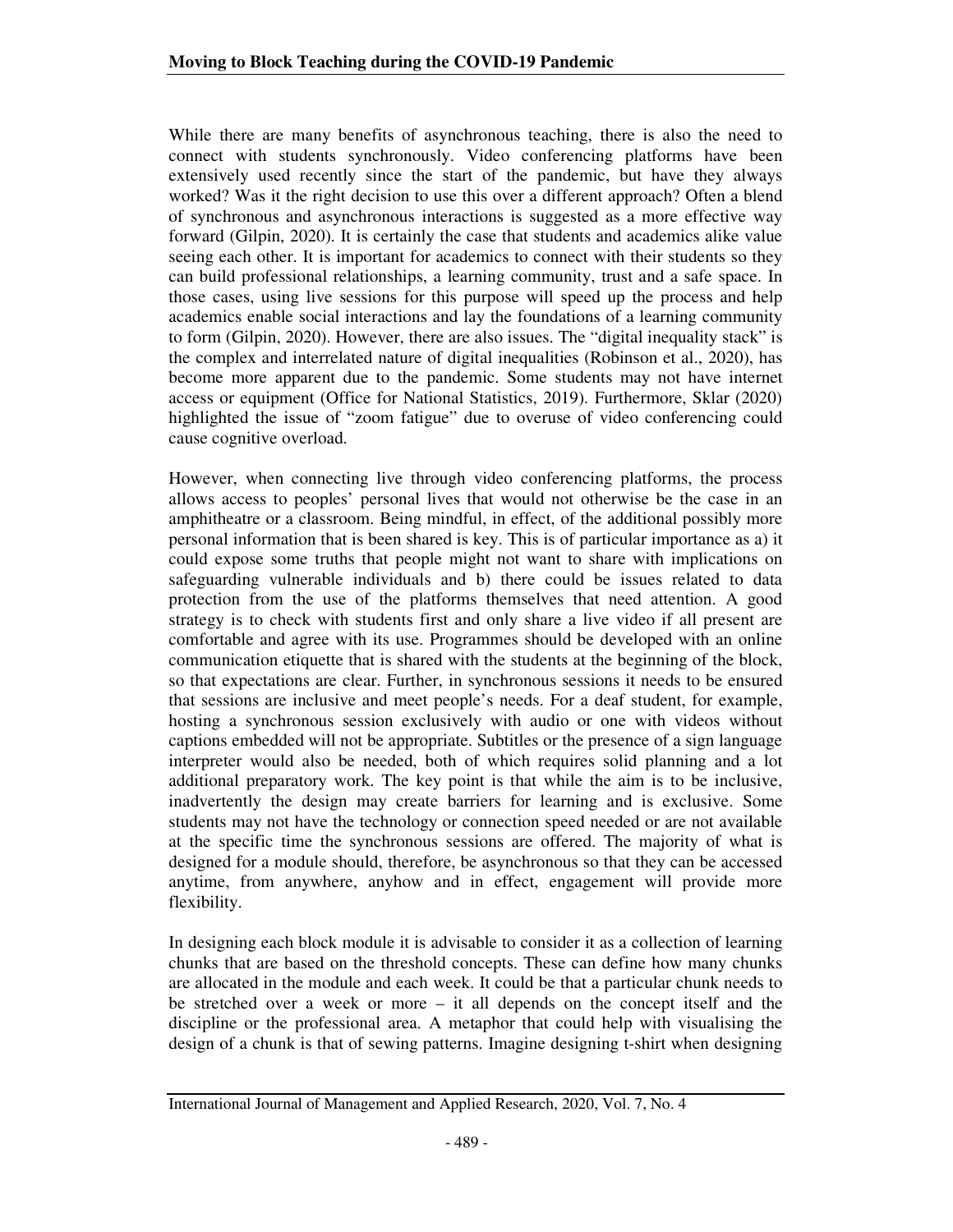While there are many benefits of asynchronous teaching, there is also the need to connect with students synchronously. Video conferencing platforms have been extensively used recently since the start of the pandemic, but have they always worked? Was it the right decision to use this over a different approach? Often a blend of synchronous and asynchronous interactions is suggested as a more effective way forward (Gilpin, 2020). It is certainly the case that students and academics alike value seeing each other. It is important for academics to connect with their students so they can build professional relationships, a learning community, trust and a safe space. In those cases, using live sessions for this purpose will speed up the process and help academics enable social interactions and lay the foundations of a learning community to form (Gilpin, 2020). However, there are also issues. The "digital inequality stack" is the complex and interrelated nature of digital inequalities (Robinson et al., 2020), has become more apparent due to the pandemic. Some students may not have internet access or equipment (Office for National Statistics, 2019). Furthermore, Sklar (2020) highlighted the issue of "zoom fatigue" due to overuse of video conferencing could cause cognitive overload.

However, when connecting live through video conferencing platforms, the process allows access to peoples' personal lives that would not otherwise be the case in an amphitheatre or a classroom. Being mindful, in effect, of the additional possibly more personal information that is been shared is key. This is of particular importance as a) it could expose some truths that people might not want to share with implications on safeguarding vulnerable individuals and b) there could be issues related to data protection from the use of the platforms themselves that need attention. A good strategy is to check with students first and only share a live video if all present are comfortable and agree with its use. Programmes should be developed with an online communication etiquette that is shared with the students at the beginning of the block, so that expectations are clear. Further, in synchronous sessions it needs to be ensured that sessions are inclusive and meet people's needs. For a deaf student, for example, hosting a synchronous session exclusively with audio or one with videos without captions embedded will not be appropriate. Subtitles or the presence of a sign language interpreter would also be needed, both of which requires solid planning and a lot additional preparatory work. The key point is that while the aim is to be inclusive, inadvertently the design may create barriers for learning and is exclusive. Some students may not have the technology or connection speed needed or are not available at the specific time the synchronous sessions are offered. The majority of what is designed for a module should, therefore, be asynchronous so that they can be accessed anytime, from anywhere, anyhow and in effect, engagement will provide more flexibility.

In designing each block module it is advisable to consider it as a collection of learning chunks that are based on the threshold concepts. These can define how many chunks are allocated in the module and each week. It could be that a particular chunk needs to be stretched over a week or more – it all depends on the concept itself and the discipline or the professional area. A metaphor that could help with visualising the design of a chunk is that of sewing patterns. Imagine designing t-shirt when designing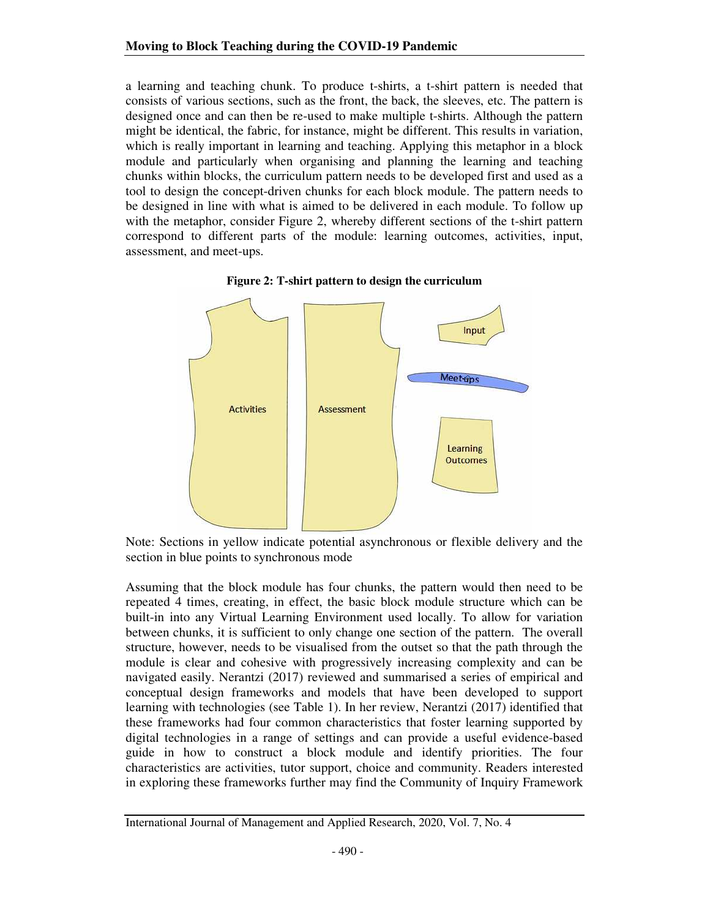a learning and teaching chunk. To produce t-shirts, a t-shirt pattern is needed that consists of various sections, such as the front, the back, the sleeves, etc. The pattern is designed once and can then be re-used to make multiple t-shirts. Although the pattern might be identical, the fabric, for instance, might be different. This results in variation, which is really important in learning and teaching. Applying this metaphor in a block module and particularly when organising and planning the learning and teaching chunks within blocks, the curriculum pattern needs to be developed first and used as a tool to design the concept-driven chunks for each block module. The pattern needs to be designed in line with what is aimed to be delivered in each module. To follow up with the metaphor, consider Figure 2, whereby different sections of the t-shirt pattern correspond to different parts of the module: learning outcomes, activities, input, assessment, and meet-ups.

**Figure 2: T-shirt pattern to design the curriculum**

Note: Sections in yellow indicate potential asynchronous or flexible delivery and the section in blue points to synchronous mode

Assuming that the block module has four chunks, the pattern would then need to be repeated 4 times, creating, in effect, the basic block module structure which can be built-in into any Virtual Learning Environment used locally. To allow for variation between chunks, it is sufficient to only change one section of the pattern. The overall structure, however, needs to be visualised from the outset so that the path through the module is clear and cohesive with progressively increasing complexity and can be navigated easily. Nerantzi (2017) reviewed and summarised a series of empirical and conceptual design frameworks and models that have been developed to support learning with technologies (see Table 1). In her review, Nerantzi (2017) identified that these frameworks had four common characteristics that foster learning supported by digital technologies in a range of settings and can provide a useful evidence-based guide in how to construct a block module and identify priorities. The four characteristics are activities, tutor support, choice and community. Readers interested in exploring these frameworks further may find the Community of Inquiry Framework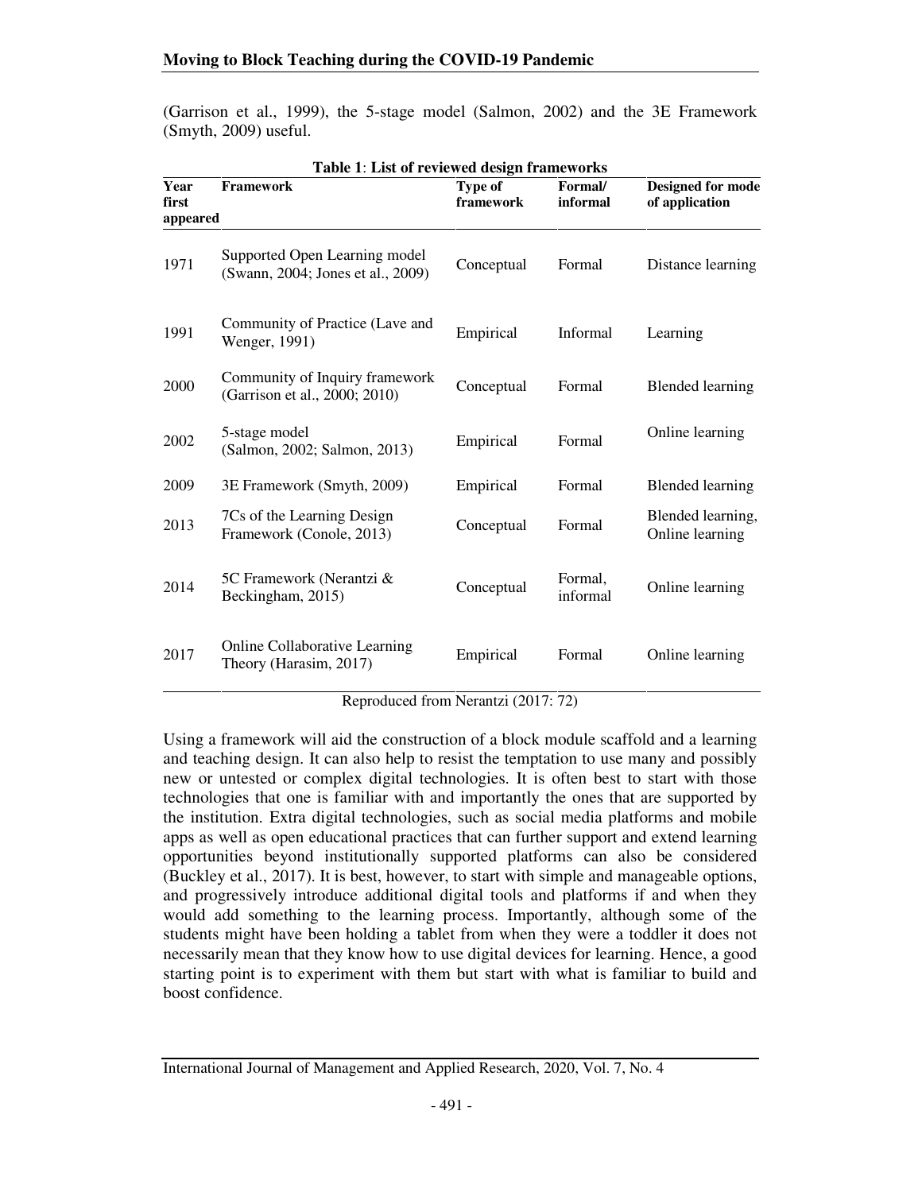(Garrison et al., 1999), the 5-stage model (Salmon, 2002) and the 3E Framework (Smyth, 2009) useful.

**Table 1**: **List of reviewed design frameworks**

| Year first appeared | Framework | Type of framework | Formal/ informal | Designed for mode of application |
|---|---|---|---|---|
| 1971 | Supported Open Learning model (Swann, 2004; Jones et al., 2009) | Conceptual | Formal | Distance learning |
| 1991 | Community of Practice (Lave and Wenger, 1991) | Empirical | Informal | Learning |
| 2000 | Community of Inquiry framework (Garrison et al., 2000; 2010) | Conceptual | Formal | Blended learning |
| 2002 | 5-stage model (Salmon, 2002; Salmon, 2013) | Empirical | Formal | Online learning |
| 2009 | 3E Framework (Smyth, 2009) | Empirical | Formal | Blended learning |
| 2013 | 7Cs of the Learning Design Framework (Conole, 2013) | Conceptual | Formal | Blended learning, Online learning |
| 2014 | 5C Framework (Nerantzi & Beckingham, 2015) | Conceptual | Formal, informal | Online learning |
| 2017 | Online Collaborative Learning Theory (Harasim, 2017) | Empirical | Formal | Online learning |

Reproduced from Nerantzi (2017: 72)

Using a framework will aid the construction of a block module scaffold and a learning and teaching design. It can also help to resist the temptation to use many and possibly new or untested or complex digital technologies. It is often best to start with those technologies that one is familiar with and importantly the ones that are supported by the institution. Extra digital technologies, such as social media platforms and mobile apps as well as open educational practices that can further support and extend learning opportunities beyond institutionally supported platforms can also be considered (Buckley et al., 2017). It is best, however, to start with simple and manageable options, and progressively introduce additional digital tools and platforms if and when they would add something to the learning process. Importantly, although some of the students might have been holding a tablet from when they were a toddler it does not necessarily mean that they know how to use digital devices for learning. Hence, a good starting point is to experiment with them but start with what is familiar to build and boost confidence.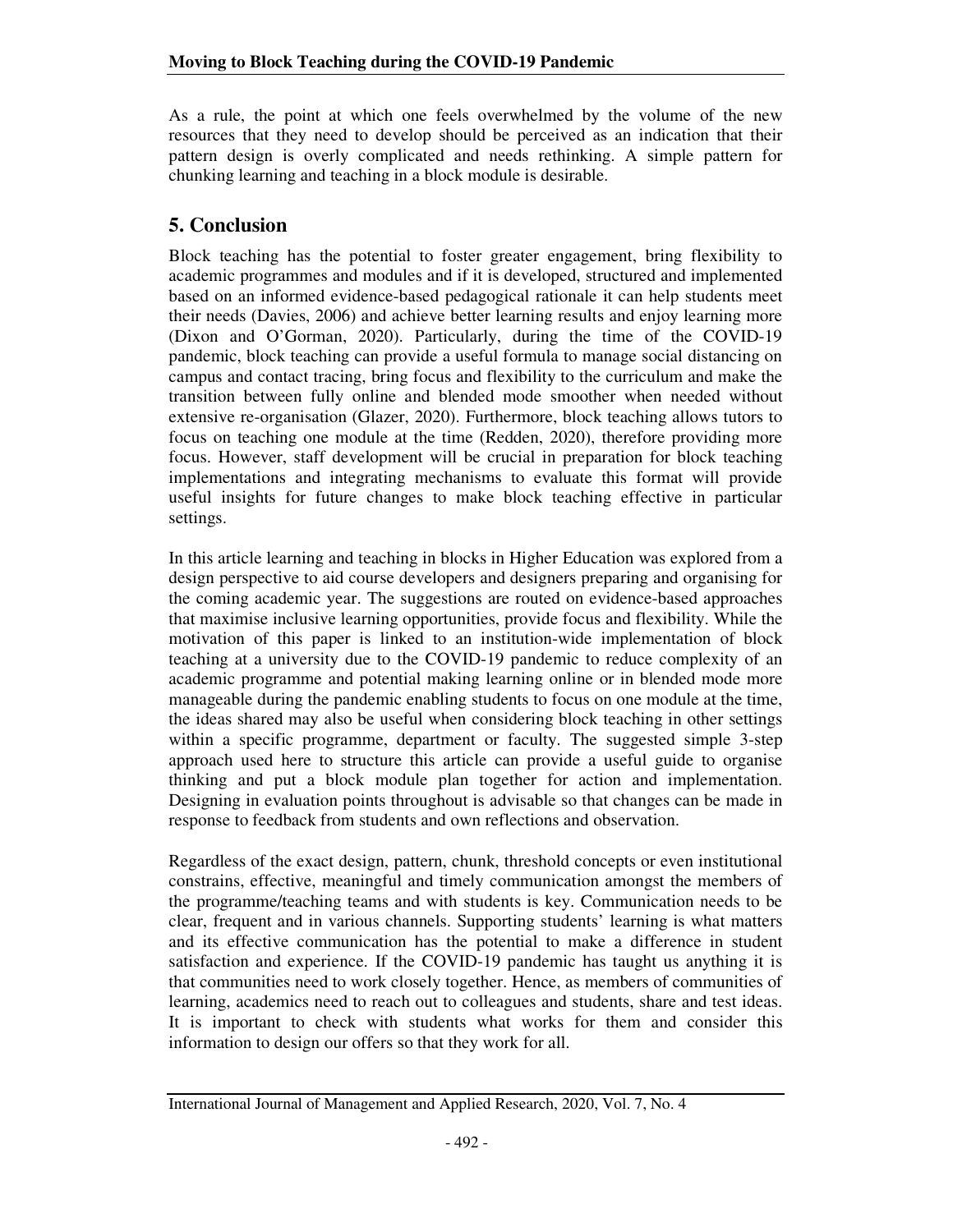As a rule, the point at which one feels overwhelmed by the volume of the new resources that they need to develop should be perceived as an indication that their pattern design is overly complicated and needs rethinking. A simple pattern for chunking learning and teaching in a block module is desirable.

## 5. Conclusion

Block teaching has the potential to foster greater engagement, bring flexibility to academic programmes and modules and if it is developed, structured and implemented based on an informed evidence-based pedagogical rationale it can help students meet their needs (Davies, 2006) and achieve better learning results and enjoy learning more (Dixon and O'Gorman, 2020). Particularly, during the time of the COVID-19 pandemic, block teaching can provide a useful formula to manage social distancing on campus and contact tracing, bring focus and flexibility to the curriculum and make the transition between fully online and blended mode smoother when needed without extensive re-organisation (Glazer, 2020). Furthermore, block teaching allows tutors to focus on teaching one module at the time (Redden, 2020), therefore providing more focus. However, staff development will be crucial in preparation for block teaching implementations and integrating mechanisms to evaluate this format will provide useful insights for future changes to make block teaching effective in particular settings.

In this article learning and teaching in blocks in Higher Education was explored from a design perspective to aid course developers and designers preparing and organising for the coming academic year. The suggestions are routed on evidence-based approaches that maximise inclusive learning opportunities, provide focus and flexibility. While the motivation of this paper is linked to an institution-wide implementation of block teaching at a university due to the COVID-19 pandemic to reduce complexity of an academic programme and potential making learning online or in blended mode more manageable during the pandemic enabling students to focus on one module at the time, the ideas shared may also be useful when considering block teaching in other settings within a specific programme, department or faculty. The suggested simple 3-step approach used here to structure this article can provide a useful guide to organise thinking and put a block module plan together for action and implementation. Designing in evaluation points throughout is advisable so that changes can be made in response to feedback from students and own reflections and observation.

Regardless of the exact design, pattern, chunk, threshold concepts or even institutional constrains, effective, meaningful and timely communication amongst the members of the programme/teaching teams and with students is key. Communication needs to be clear, frequent and in various channels. Supporting students' learning is what matters and its effective communication has the potential to make a difference in student satisfaction and experience. If the COVID-19 pandemic has taught us anything it is that communities need to work closely together. Hence, as members of communities of learning, academics need to reach out to colleagues and students, share and test ideas. It is important to check with students what works for them and consider this information to design our offers so that they work for all.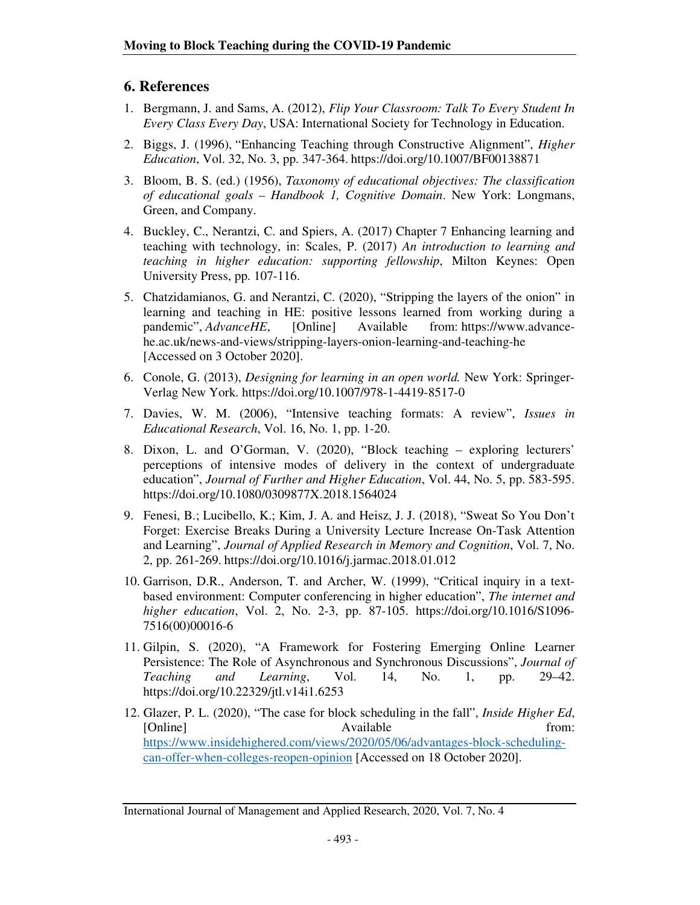## 6. References

1. Bergmann, J. and Sams, A. (2012), *Flip Your Classroom: Talk To Every Student In Every Class Every Day*, USA: International Society for Technology in Education.
2. Biggs, J. (1996), "Enhancing Teaching through Constructive Alignment", *Higher Education*, Vol. 32, No. 3, pp. 347-364. https://doi.org/10.1007/BF00138871
3. Bloom, B. S. (ed.) (1956), *Taxonomy of educational objectives: The classification of educational goals – Handbook 1, Cognitive Domain*. New York: Longmans, Green, and Company.
4. Buckley, C., Nerantzi, C. and Spiers, A. (2017) Chapter 7 Enhancing learning and teaching with technology, in: Scales, P. (2017) *An introduction to learning and teaching in higher education: supporting fellowship*, Milton Keynes: Open University Press, pp. 107-116.
5. Chatzidamianos, G. and Nerantzi, C. (2020), "Stripping the layers of the onion" in learning and teaching in HE: positive lessons learned from working during a pandemic", *AdvanceHE*, [Online] Available from: https://www.advance-he.ac.uk/news-and-views/stripping-layers-onion-learning-and-teaching-he [Accessed on 3 October 2020].
6. Conole, G. (2013), *Designing for learning in an open world.* New York: Springer-Verlag New York. https://doi.org/10.1007/978-1-4419-8517-0
7. Davies, W. M. (2006), "Intensive teaching formats: A review", *Issues in Educational Research*, Vol. 16, No. 1, pp. 1-20.
8. Dixon, L. and O'Gorman, V. (2020), "Block teaching – exploring lecturers' perceptions of intensive modes of delivery in the context of undergraduate education", *Journal of Further and Higher Education*, Vol. 44, No. 5, pp. 583-595. https://doi.org/10.1080/0309877X.2018.1564024
9. Fenesi, B.; Lucibello, K.; Kim, J. A. and Heisz, J. J. (2018), "Sweat So You Don't Forget: Exercise Breaks During a University Lecture Increase On-Task Attention and Learning", *Journal of Applied Research in Memory and Cognition*, Vol. 7, No. 2, pp. 261-269. https://doi.org/10.1016/j.jarmac.2018.01.012
10. Garrison, D.R., Anderson, T. and Archer, W. (1999), "Critical inquiry in a text-based environment: Computer conferencing in higher education", *The internet and higher education*, Vol. 2, No. 2-3, pp. 87-105. https://doi.org/10.1016/S1096-7516(00)00016-6
11. Gilpin, S. (2020), "A Framework for Fostering Emerging Online Learner Persistence: The Role of Asynchronous and Synchronous Discussions", *Journal of Teaching and Learning*, Vol. 14, No. 1, pp. 29–42. https://doi.org/10.22329/jtl.v14i1.6253
12. Glazer, P. L. (2020), "The case for block scheduling in the fall", *Inside Higher Ed*, [Online] Available from: https://www.insidehighered.com/views/2020/05/06/advantages-block-scheduling-can-offer-when-colleges-reopen-opinion [Accessed on 18 October 2020].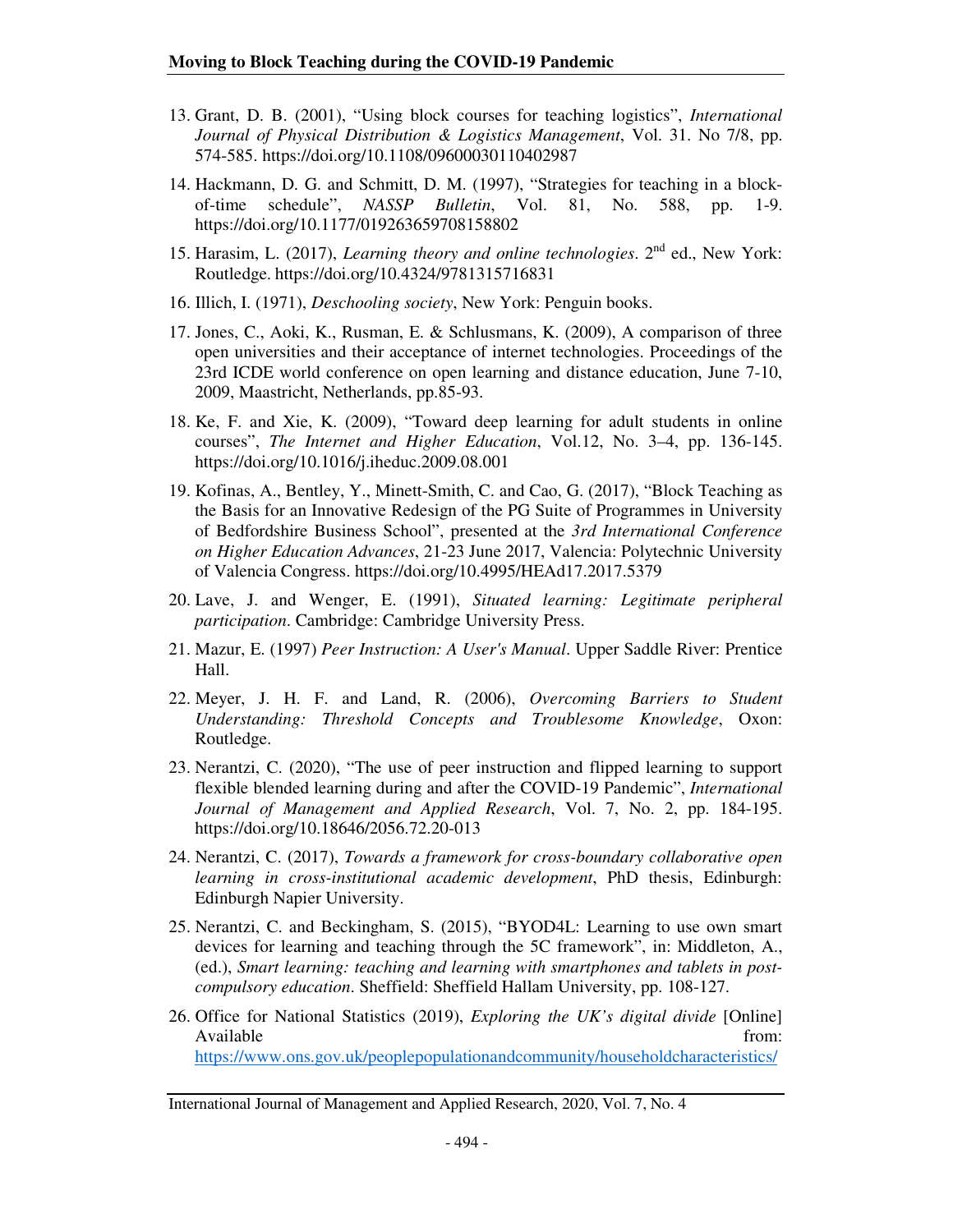13. Grant, D. B. (2001), "Using block courses for teaching logistics", *International Journal of Physical Distribution & Logistics Management*, Vol. 31. No 7/8, pp. 574-585. https://doi.org/10.1108/09600030110402987

14. Hackmann, D. G. and Schmitt, D. M. (1997), "Strategies for teaching in a block-of-time schedule", *NASSP Bulletin*, Vol. 81, No. 588, pp. 1-9. https://doi.org/10.1177/019263659708158802

15. Harasim, L. (2017), *Learning theory and online technologies*. 2nd ed., New York: Routledge. https://doi.org/10.4324/9781315716831

16. Illich, I. (1971), *Deschooling society*, New York: Penguin books.

17. Jones, C., Aoki, K., Rusman, E. & Schlusmans, K. (2009), A comparison of three open universities and their acceptance of internet technologies. Proceedings of the 23rd ICDE world conference on open learning and distance education, June 7-10, 2009, Maastricht, Netherlands, pp.85-93.

18. Ke, F. and Xie, K. (2009), "Toward deep learning for adult students in online courses", *The Internet and Higher Education*, Vol.12, No. 3–4, pp. 136-145. https://doi.org/10.1016/j.iheduc.2009.08.001

19. Kofinas, A., Bentley, Y., Minett-Smith, C. and Cao, G. (2017), "Block Teaching as the Basis for an Innovative Redesign of the PG Suite of Programmes in University of Bedfordshire Business School", presented at the *3rd International Conference on Higher Education Advances*, 21-23 June 2017, Valencia: Polytechnic University of Valencia Congress. https://doi.org/10.4995/HEAd17.2017.5379

20. Lave, J. and Wenger, E. (1991), *Situated learning: Legitimate peripheral participation*. Cambridge: Cambridge University Press.

21. Mazur, E. (1997) *Peer Instruction: A User's Manual*. Upper Saddle River: Prentice Hall.

22. Meyer, J. H. F. and Land, R. (2006), *Overcoming Barriers to Student Understanding: Threshold Concepts and Troublesome Knowledge*, Oxon: Routledge.

23. Nerantzi, C. (2020), "The use of peer instruction and flipped learning to support flexible blended learning during and after the COVID-19 Pandemic", *International Journal of Management and Applied Research*, Vol. 7, No. 2, pp. 184-195. https://doi.org/10.18646/2056.72.20-013

24. Nerantzi, C. (2017), *Towards a framework for cross-boundary collaborative open learning in cross-institutional academic development*, PhD thesis, Edinburgh: Edinburgh Napier University.

25. Nerantzi, C. and Beckingham, S. (2015), "BYOD4L: Learning to use own smart devices for learning and teaching through the 5C framework", in: Middleton, A., (ed.), *Smart learning: teaching and learning with smartphones and tablets in post-compulsory education*. Sheffield: Sheffield Hallam University, pp. 108-127.

26. Office for National Statistics (2019), *Exploring the UK's digital divide* [Online] Available from: https://www.ons.gov.uk/peoplepopulationandcommunity/householdcharacteristics/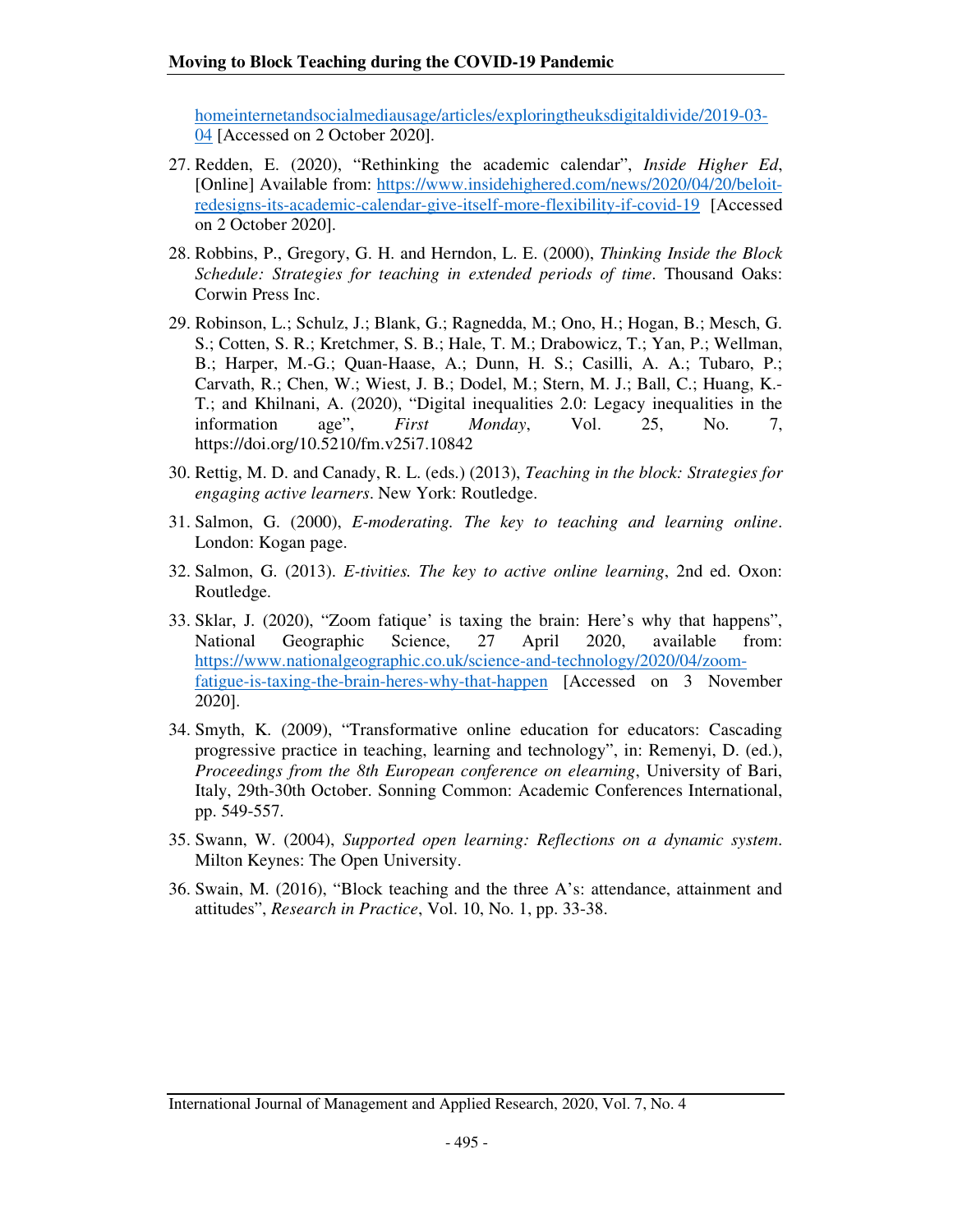homeinternetandsocialmediausage/articles/exploringtheuksdigitaldivide/2019-03-04 [Accessed on 2 October 2020].

27. Redden, E. (2020), “Rethinking the academic calendar”, *Inside Higher Ed*, [Online] Available from: https://www.insidehighered.com/news/2020/04/20/beloit-redesigns-its-academic-calendar-give-itself-more-flexibility-if-covid-19 [Accessed on 2 October 2020].

28. Robbins, P., Gregory, G. H. and Herndon, L. E. (2000), *Thinking Inside the Block Schedule: Strategies for teaching in extended periods of time*. Thousand Oaks: Corwin Press Inc.

29. Robinson, L.; Schulz, J.; Blank, G.; Ragnedda, M.; Ono, H.; Hogan, B.; Mesch, G. S.; Cotten, S. R.; Kretchmer, S. B.; Hale, T. M.; Drabowicz, T.; Yan, P.; Wellman, B.; Harper, M.-G.; Quan-Haase, A.; Dunn, H. S.; Casilli, A. A.; Tubaro, P.; Carvath, R.; Chen, W.; Wiest, J. B.; Dodel, M.; Stern, M. J.; Ball, C.; Huang, K.-T.; and Khilnani, A. (2020), “Digital inequalities 2.0: Legacy inequalities in the information age”, *First Monday*, Vol. 25, No. 7, https://doi.org/10.5210/fm.v25i7.10842

30. Rettig, M. D. and Canady, R. L. (eds.) (2013), *Teaching in the block: Strategies for engaging active learners*. New York: Routledge.

31. Salmon, G. (2000), *E-moderating. The key to teaching and learning online*. London: Kogan page.

32. Salmon, G. (2013). *E-tivities. The key to active online learning*, 2nd ed. Oxon: Routledge.

33. Sklar, J. (2020), “Zoom fatique’ is taxing the brain: Here’s why that happens”, National Geographic Science, 27 April 2020, available from: https://www.nationalgeographic.co.uk/science-and-technology/2020/04/zoom-fatigue-is-taxing-the-brain-heres-why-that-happen [Accessed on 3 November 2020].

34. Smyth, K. (2009), “Transformative online education for educators: Cascading progressive practice in teaching, learning and technology”, in: Remenyi, D. (ed.), *Proceedings from the 8th European conference on elearning*, University of Bari, Italy, 29th-30th October. Sonning Common: Academic Conferences International, pp. 549-557.

35. Swann, W. (2004), *Supported open learning: Reflections on a dynamic system*. Milton Keynes: The Open University.

36. Swain, M. (2016), “Block teaching and the three A’s: attendance, attainment and attitudes”, *Research in Practice*, Vol. 10, No. 1, pp. 33-38.